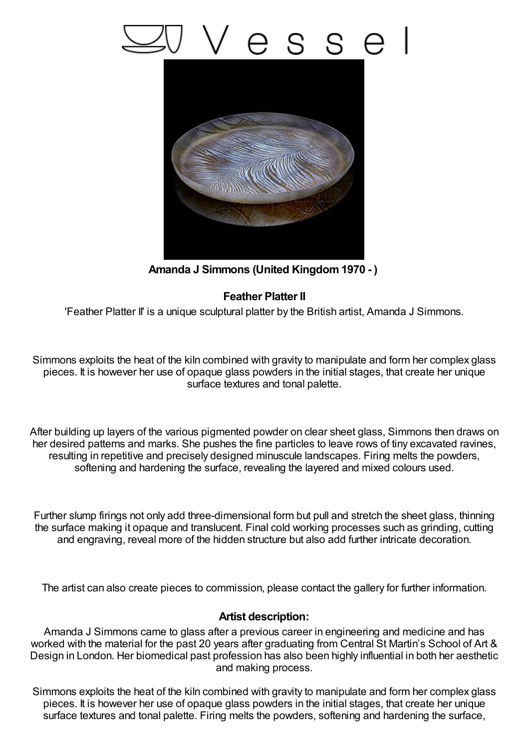# Vessel

**Amanda J Simmons (United Kingdom 1970 - )**

## Feather Platter II

'Feather Platter II' is a unique sculptural platter by the British artist, Amanda J Simmons.

Simmons exploits the heat of the kiln combined with gravity to manipulate and form her complex glass pieces. It is however her use of opaque glass powders in the initial stages, that create her unique surface textures and tonal palette.

After building up layers of the various pigmented powder on clear sheet glass, Simmons then draws on her desired patterns and marks. She pushes the fine particles to leave rows of tiny excavated ravines, resulting in repetitive and precisely designed minuscule landscapes. Firing melts the powders, softening and hardening the surface, revealing the layered and mixed colours used.

Further slump firings not only add three-dimensional form but pull and stretch the sheet glass, thinning the surface making it opaque and translucent. Final cold working processes such as grinding, cutting and engraving, reveal more of the hidden structure but also add further intricate decoration.

The artist can also create pieces to commission, please contact the gallery for further information.

### Artist description:

Amanda J Simmons came to glass after a previous career in engineering and medicine and has worked with the material for the past 20 years after graduating from Central St Martin's School of Art & Design in London. Her biomedical past profession has also been highly influential in both her aesthetic and making process.

Simmons exploits the heat of the kiln combined with gravity to manipulate and form her complex glass pieces. It is however her use of opaque glass powders in the initial stages, that create her unique surface textures and tonal palette. Firing melts the powders, softening and hardening the surface,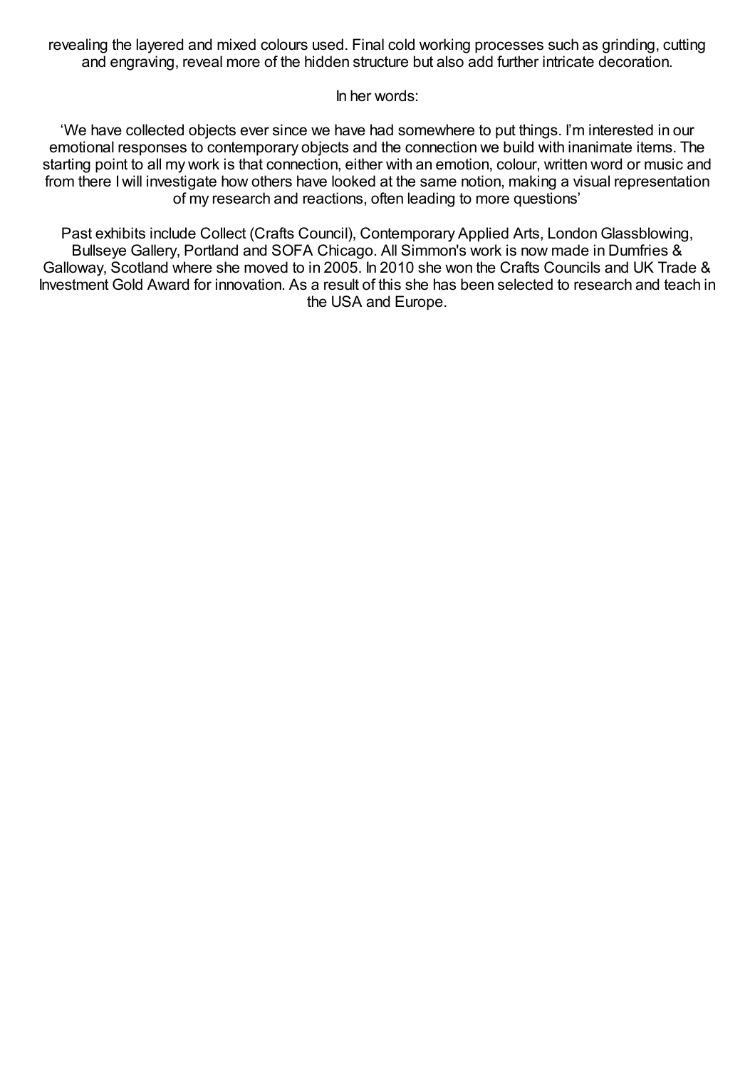revealing the layered and mixed colours used. Final cold working processes such as grinding, cutting and engraving, reveal more of the hidden structure but also add further intricate decoration.

In her words:

'We have collected objects ever since we have had somewhere to put things. I'm interested in our emotional responses to contemporary objects and the connection we build with inanimate items. The starting point to all my work is that connection, either with an emotion, colour, written word or music and from there I will investigate how others have looked at the same notion, making a visual representation of my research and reactions, often leading to more questions'

Past exhibits include Collect (Crafts Council), Contemporary Applied Arts, London Glassblowing, Bullseye Gallery, Portland and SOFA Chicago. All Simmon's work is now made in Dumfries & Galloway, Scotland where she moved to in 2005. In 2010 she won the Crafts Councils and UK Trade & Investment Gold Award for innovation. As a result of this she has been selected to research and teach in the USA and Europe.